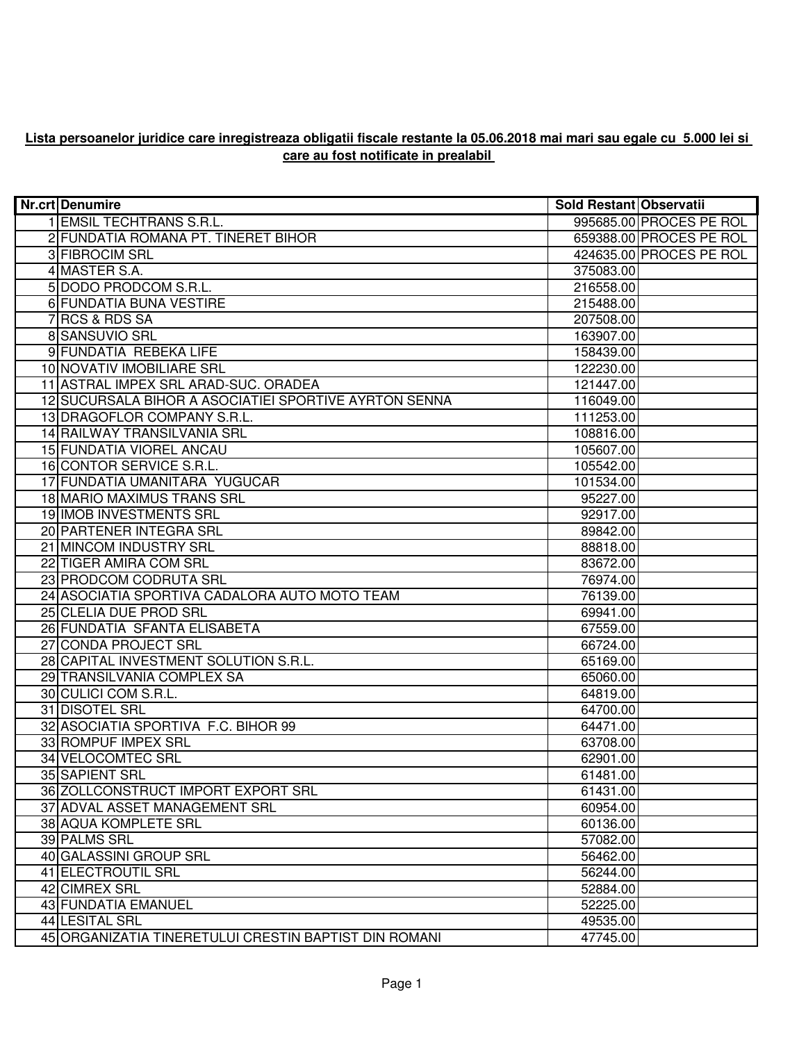**Lista persoanelor juridice care inregistreaza obligatii fiscale restante la 05.06.2018 mai mari sau egale cu 5.000 lei si care au fost notificate in prealabil**

| Nr.crt | Denumire | Sold Restant | Observatii |
|---|---|---|---|
| 1 | EMSIL TECHTRANS S.R.L. | 995685.00 | PROCES PE ROL |
| 2 | FUNDATIA ROMANA PT. TINERET BIHOR | 659388.00 | PROCES PE ROL |
| 3 | FIBROCIM SRL | 424635.00 | PROCES PE ROL |
| 4 | MASTER S.A. | 375083.00 | |
| 5 | DODO PRODCOM S.R.L. | 216558.00 | |
| 6 | FUNDATIA BUNA VESTIRE | 215488.00 | |
| 7 | RCS & RDS SA | 207508.00 | |
| 8 | SANSUVIO SRL | 163907.00 | |
| 9 | FUNDATIA REBEKA LIFE | 158439.00 | |
| 10 | NOVATIV IMOBILIARE SRL | 122230.00 | |
| 11 | ASTRAL IMPEX SRL ARAD-SUC. ORADEA | 121447.00 | |
| 12 | SUCURSALA BIHOR A ASOCIATIEI SPORTIVE AYRTON SENNA | 116049.00 | |
| 13 | DRAGOFLOR COMPANY S.R.L. | 111253.00 | |
| 14 | RAILWAY TRANSILVANIA SRL | 108816.00 | |
| 15 | FUNDATIA VIOREL ANCAU | 105607.00 | |
| 16 | CONTOR SERVICE S.R.L. | 105542.00 | |
| 17 | FUNDATIA UMANITARA YUGUCAR | 101534.00 | |
| 18 | MARIO MAXIMUS TRANS SRL | 95227.00 | |
| 19 | IMOB INVESTMENTS SRL | 92917.00 | |
| 20 | PARTENER INTEGRA SRL | 89842.00 | |
| 21 | MINCOM INDUSTRY SRL | 88818.00 | |
| 22 | TIGER AMIRA COM SRL | 83672.00 | |
| 23 | PRODCOM CODRUTA SRL | 76974.00 | |
| 24 | ASOCIATIA SPORTIVA CADALORA AUTO MOTO TEAM | 76139.00 | |
| 25 | CLELIA DUE PROD SRL | 69941.00 | |
| 26 | FUNDATIA SFANTA ELISABETA | 67559.00 | |
| 27 | CONDA PROJECT SRL | 66724.00 | |
| 28 | CAPITAL INVESTMENT SOLUTION S.R.L. | 65169.00 | |
| 29 | TRANSILVANIA COMPLEX SA | 65060.00 | |
| 30 | CULICI COM S.R.L. | 64819.00 | |
| 31 | DISOTEL SRL | 64700.00 | |
| 32 | ASOCIATIA SPORTIVA F.C. BIHOR 99 | 64471.00 | |
| 33 | ROMPUF IMPEX SRL | 63708.00 | |
| 34 | VELOCOMTEC SRL | 62901.00 | |
| 35 | SAPIENT SRL | 61481.00 | |
| 36 | ZOLLCONSTRUCT IMPORT EXPORT SRL | 61431.00 | |
| 37 | ADVAL ASSET MANAGEMENT SRL | 60954.00 | |
| 38 | AQUA KOMPLETE SRL | 60136.00 | |
| 39 | PALMS SRL | 57082.00 | |
| 40 | GALASSINI GROUP SRL | 56462.00 | |
| 41 | ELECTROUTIL SRL | 56244.00 | |
| 42 | CIMREX SRL | 52884.00 | |
| 43 | FUNDATIA EMANUEL | 52225.00 | |
| 44 | LESITAL SRL | 49535.00 | |
| 45 | ORGANIZATIA TINERETULUI CRESTIN BAPTIST DIN ROMANI | 47745.00 | |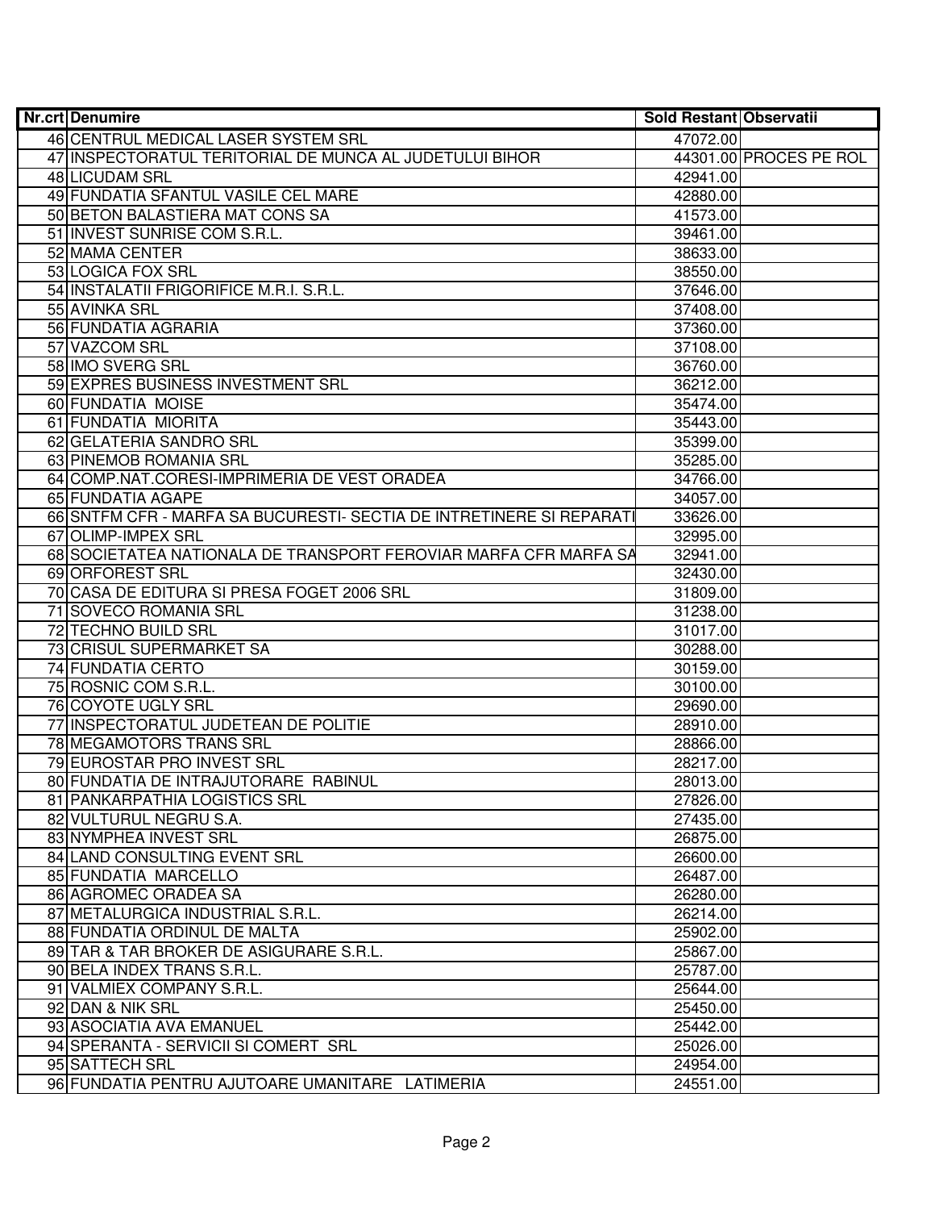| Nr.crt | Denumire | Sold Restant | Observatii |
|---|---|---|---|
| 46 | CENTRUL MEDICAL LASER SYSTEM SRL | 47072.00 | |
| 47 | INSPECTORATUL TERITORIAL DE MUNCA AL JUDETULUI BIHOR | 44301.00 | PROCES PE ROL |
| 48 | LICUDAM SRL | 42941.00 | |
| 49 | FUNDATIA SFANTUL VASILE CEL MARE | 42880.00 | |
| 50 | BETON BALASTIERA MAT CONS SA | 41573.00 | |
| 51 | INVEST SUNRISE COM S.R.L. | 39461.00 | |
| 52 | MAMA CENTER | 38633.00 | |
| 53 | LOGICA FOX SRL | 38550.00 | |
| 54 | INSTALATII FRIGORIFICE M.R.I. S.R.L. | 37646.00 | |
| 55 | AVINKA SRL | 37408.00 | |
| 56 | FUNDATIA AGRARIA | 37360.00 | |
| 57 | VAZCOM SRL | 37108.00 | |
| 58 | IMO SVERG SRL | 36760.00 | |
| 59 | EXPRES BUSINESS INVESTMENT SRL | 36212.00 | |
| 60 | FUNDATIA MOISE | 35474.00 | |
| 61 | FUNDATIA MIORITA | 35443.00 | |
| 62 | GELATERIA SANDRO SRL | 35399.00 | |
| 63 | PINEMOB ROMANIA SRL | 35285.00 | |
| 64 | COMP.NAT.CORESI-IMPRIMERIA DE VEST ORADEA | 34766.00 | |
| 65 | FUNDATIA AGAPE | 34057.00 | |
| 66 | SNTFM CFR - MARFA SA BUCURESTI- SECTIA DE INTRETINERE SI REPARATI | 33626.00 | |
| 67 | OLIMP-IMPEX SRL | 32995.00 | |
| 68 | SOCIETATEA NATIONALA DE TRANSPORT FEROVIAR MARFA CFR MARFA SA | 32941.00 | |
| 69 | ORFOREST SRL | 32430.00 | |
| 70 | CASA DE EDITURA SI PRESA FOGET 2006 SRL | 31809.00 | |
| 71 | SOVECO ROMANIA SRL | 31238.00 | |
| 72 | TECHNO BUILD SRL | 31017.00 | |
| 73 | CRISUL SUPERMARKET SA | 30288.00 | |
| 74 | FUNDATIA CERTO | 30159.00 | |
| 75 | ROSNIC COM S.R.L. | 30100.00 | |
| 76 | COYOTE UGLY SRL | 29690.00 | |
| 77 | INSPECTORATUL JUDETEAN DE POLITIE | 28910.00 | |
| 78 | MEGAMOTORS TRANS SRL | 28866.00 | |
| 79 | EUROSTAR PRO INVEST SRL | 28217.00 | |
| 80 | FUNDATIA DE INTRAJUTORARE RABINUL | 28013.00 | |
| 81 | PANKARPATHIA LOGISTICS SRL | 27826.00 | |
| 82 | VULTURUL NEGRU S.A. | 27435.00 | |
| 83 | NYMPHEA INVEST SRL | 26875.00 | |
| 84 | LAND CONSULTING EVENT SRL | 26600.00 | |
| 85 | FUNDATIA MARCELLO | 26487.00 | |
| 86 | AGROMEC ORADEA SA | 26280.00 | |
| 87 | METALURGICA INDUSTRIAL S.R.L. | 26214.00 | |
| 88 | FUNDATIA ORDINUL DE MALTA | 25902.00 | |
| 89 | TAR & TAR BROKER DE ASIGURARE S.R.L. | 25867.00 | |
| 90 | BELA INDEX TRANS S.R.L. | 25787.00 | |
| 91 | VALMIEX COMPANY S.R.L. | 25644.00 | |
| 92 | DAN & NIK SRL | 25450.00 | |
| 93 | ASOCIATIA AVA EMANUEL | 25442.00 | |
| 94 | SPERANTA - SERVICII SI COMERT SRL | 25026.00 | |
| 95 | SATTECH SRL | 24954.00 | |
| 96 | FUNDATIA PENTRU AJUTOARE UMANITARE LATIMERIA | 24551.00 | |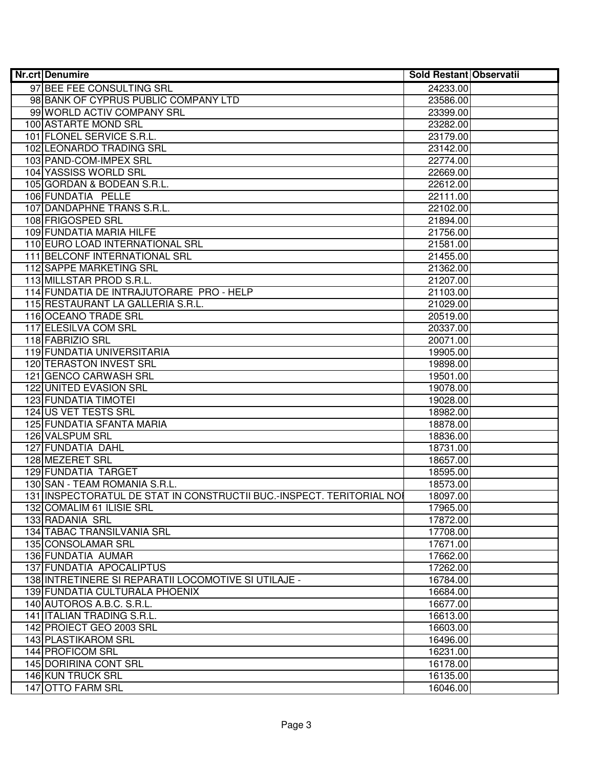| Nr.crt | Denumire | Sold Restant | Observatii |
|---|---|---|---|
| 97 | BEE FEE CONSULTING SRL | 24233.00 | |
| 98 | BANK OF CYPRUS PUBLIC COMPANY LTD | 23586.00 | |
| 99 | WORLD ACTIV COMPANY SRL | 23399.00 | |
| 100 | ASTARTE MOND SRL | 23282.00 | |
| 101 | FLONEL SERVICE S.R.L. | 23179.00 | |
| 102 | LEONARDO TRADING SRL | 23142.00 | |
| 103 | PAND-COM-IMPEX SRL | 22774.00 | |
| 104 | YASSISS WORLD SRL | 22669.00 | |
| 105 | GORDAN & BODEAN S.R.L. | 22612.00 | |
| 106 | FUNDATIA PELLE | 22111.00 | |
| 107 | DANDAPHNE TRANS S.R.L. | 22102.00 | |
| 108 | FRIGOSPED SRL | 21894.00 | |
| 109 | FUNDATIA MARIA HILFE | 21756.00 | |
| 110 | EURO LOAD INTERNATIONAL SRL | 21581.00 | |
| 111 | BELCONF INTERNATIONAL SRL | 21455.00 | |
| 112 | SAPPE MARKETING SRL | 21362.00 | |
| 113 | MILLSTAR PROD S.R.L. | 21207.00 | |
| 114 | FUNDATIA DE INTRAJUTORARE PRO - HELP | 21103.00 | |
| 115 | RESTAURANT LA GALLERIA S.R.L. | 21029.00 | |
| 116 | OCEANO TRADE SRL | 20519.00 | |
| 117 | ELESILVA COM SRL | 20337.00 | |
| 118 | FABRIZIO SRL | 20071.00 | |
| 119 | FUNDATIA UNIVERSITARIA | 19905.00 | |
| 120 | TERASTON INVEST SRL | 19898.00 | |
| 121 | GENCO CARWASH SRL | 19501.00 | |
| 122 | UNITED EVASION SRL | 19078.00 | |
| 123 | FUNDATIA TIMOTEI | 19028.00 | |
| 124 | US VET TESTS SRL | 18982.00 | |
| 125 | FUNDATIA SFANTA MARIA | 18878.00 | |
| 126 | VALSPUM SRL | 18836.00 | |
| 127 | FUNDATIA DAHL | 18731.00 | |
| 128 | MEZERET SRL | 18657.00 | |
| 129 | FUNDATIA TARGET | 18595.00 | |
| 130 | SAN - TEAM ROMANIA S.R.L. | 18573.00 | |
| 131 | INSPECTORATUL DE STAT IN CONSTRUCTII BUC.-INSPECT. TERITORIAL NOI | 18097.00 | |
| 132 | COMALIM 61 ILISIE SRL | 17965.00 | |
| 133 | RADANIA SRL | 17872.00 | |
| 134 | TABAC TRANSILVANIA SRL | 17708.00 | |
| 135 | CONSOLAMAR SRL | 17671.00 | |
| 136 | FUNDATIA AUMAR | 17662.00 | |
| 137 | FUNDATIA APOCALIPTUS | 17262.00 | |
| 138 | INTRETINERE SI REPARATII LOCOMOTIVE SI UTILAJE - | 16784.00 | |
| 139 | FUNDATIA CULTURALA PHOENIX | 16684.00 | |
| 140 | AUTOROS A.B.C. S.R.L. | 16677.00 | |
| 141 | ITALIAN TRADING S.R.L. | 16613.00 | |
| 142 | PROIECT GEO 2003 SRL | 16603.00 | |
| 143 | PLASTIKAROM SRL | 16496.00 | |
| 144 | PROFICOM SRL | 16231.00 | |
| 145 | DORIRINA CONT SRL | 16178.00 | |
| 146 | KUN TRUCK SRL | 16135.00 | |
| 147 | OTTO FARM SRL | 16046.00 | |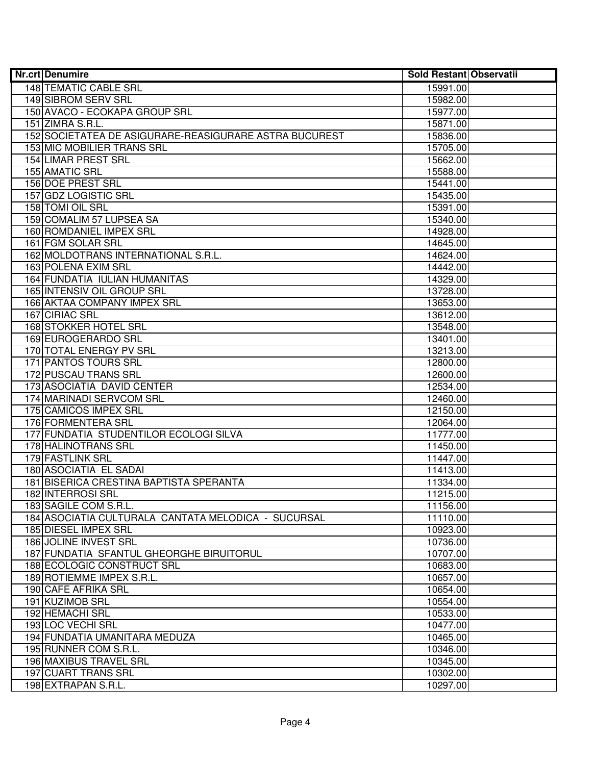| Nr.crt | Denumire | Sold Restant | Observatii |
|---|---|---|---|
| 148 | TEMATIC CABLE SRL | 15991.00 | |
| 149 | SIBROM SERV SRL | 15982.00 | |
| 150 | AVACO - ECOKAPA GROUP SRL | 15977.00 | |
| 151 | ZIMRA S.R.L. | 15871.00 | |
| 152 | SOCIETATEA DE ASIGURARE-REASIGURARE ASTRA BUCUREST | 15836.00 | |
| 153 | MIC MOBILIER TRANS SRL | 15705.00 | |
| 154 | LIMAR PREST SRL | 15662.00 | |
| 155 | AMATIC SRL | 15588.00 | |
| 156 | DOE PREST SRL | 15441.00 | |
| 157 | GDZ LOGISTIC SRL | 15435.00 | |
| 158 | TOMI OIL SRL | 15391.00 | |
| 159 | COMALIM 57 LUPSEA SA | 15340.00 | |
| 160 | ROMDANIEL IMPEX SRL | 14928.00 | |
| 161 | FGM SOLAR SRL | 14645.00 | |
| 162 | MOLDOTRANS INTERNATIONAL S.R.L. | 14624.00 | |
| 163 | POLENA EXIM SRL | 14442.00 | |
| 164 | FUNDATIA IULIAN HUMANITAS | 14329.00 | |
| 165 | INTENSIV OIL GROUP SRL | 13728.00 | |
| 166 | AKTAA COMPANY IMPEX SRL | 13653.00 | |
| 167 | CIRIAC SRL | 13612.00 | |
| 168 | STOKKER HOTEL SRL | 13548.00 | |
| 169 | EUROGERARDO SRL | 13401.00 | |
| 170 | TOTAL ENERGY PV SRL | 13213.00 | |
| 171 | PANTOS TOURS SRL | 12800.00 | |
| 172 | PUSCAU TRANS SRL | 12600.00 | |
| 173 | ASOCIATIA DAVID CENTER | 12534.00 | |
| 174 | MARINADI SERVCOM SRL | 12460.00 | |
| 175 | CAMICOS IMPEX SRL | 12150.00 | |
| 176 | FORMENTERA SRL | 12064.00 | |
| 177 | FUNDATIA STUDENTILOR ECOLOGI SILVA | 11777.00 | |
| 178 | HALINOTRANS SRL | 11450.00 | |
| 179 | FASTLINK SRL | 11447.00 | |
| 180 | ASOCIATIA EL SADAI | 11413.00 | |
| 181 | BISERICA CRESTINA BAPTISTA SPERANTA | 11334.00 | |
| 182 | INTERROSI SRL | 11215.00 | |
| 183 | SAGILE COM S.R.L. | 11156.00 | |
| 184 | ASOCIATIA CULTURALA CANTATA MELODICA - SUCURSAL | 11110.00 | |
| 185 | DIESEL IMPEX SRL | 10923.00 | |
| 186 | JOLINE INVEST SRL | 10736.00 | |
| 187 | FUNDATIA SFANTUL GHEORGHE BIRUITORUL | 10707.00 | |
| 188 | ECOLOGIC CONSTRUCT SRL | 10683.00 | |
| 189 | ROTIEMME IMPEX S.R.L. | 10657.00 | |
| 190 | CAFE AFRIKA SRL | 10654.00 | |
| 191 | KUZIMOB SRL | 10554.00 | |
| 192 | HEMACHI SRL | 10533.00 | |
| 193 | LOC VECHI SRL | 10477.00 | |
| 194 | FUNDATIA UMANITARA MEDUZA | 10465.00 | |
| 195 | RUNNER COM S.R.L. | 10346.00 | |
| 196 | MAXIBUS TRAVEL SRL | 10345.00 | |
| 197 | CUART TRANS SRL | 10302.00 | |
| 198 | EXTRAPAN S.R.L. | 10297.00 | |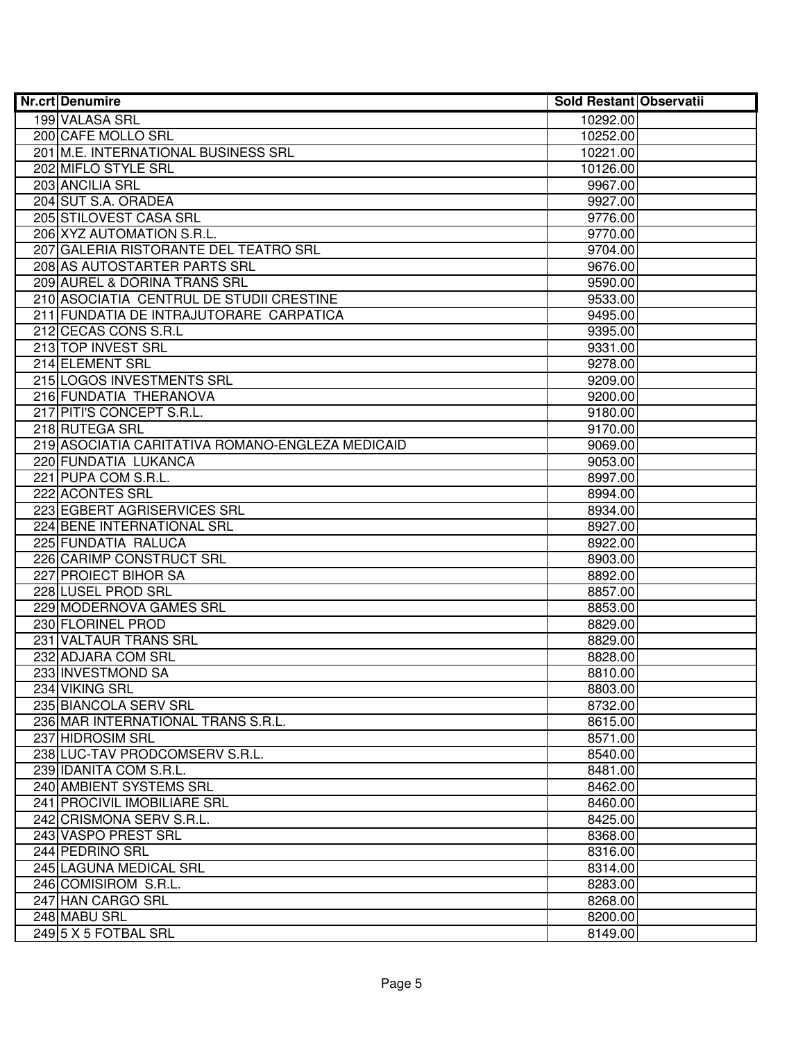| Nr.crt | Denumire | Sold Restant | Observatii |
| --- | --- | --- | --- |
| 199 | VALASA SRL | 10292.00 | |
| 200 | CAFE MOLLO SRL | 10252.00 | |
| 201 | M.E. INTERNATIONAL BUSINESS SRL | 10221.00 | |
| 202 | MIFLO STYLE SRL | 10126.00 | |
| 203 | ANCILIA SRL | 9967.00 | |
| 204 | SUT S.A. ORADEA | 9927.00 | |
| 205 | STILOVEST CASA SRL | 9776.00 | |
| 206 | XYZ AUTOMATION S.R.L. | 9770.00 | |
| 207 | GALERIA RISTORANTE DEL TEATRO SRL | 9704.00 | |
| 208 | AS AUTOSTARTER PARTS SRL | 9676.00 | |
| 209 | AUREL & DORINA TRANS SRL | 9590.00 | |
| 210 | ASOCIATIA CENTRUL DE STUDII CRESTINE | 9533.00 | |
| 211 | FUNDATIA DE INTRAJUTORARE CARPATICA | 9495.00 | |
| 212 | CECAS CONS S.R.L | 9395.00 | |
| 213 | TOP INVEST SRL | 9331.00 | |
| 214 | ELEMENT SRL | 9278.00 | |
| 215 | LOGOS INVESTMENTS SRL | 9209.00 | |
| 216 | FUNDATIA THERANOVA | 9200.00 | |
| 217 | PITI'S CONCEPT S.R.L. | 9180.00 | |
| 218 | RUTEGA SRL | 9170.00 | |
| 219 | ASOCIATIA CARITATIVA ROMANO-ENGLEZA MEDICAID | 9069.00 | |
| 220 | FUNDATIA LUKANCA | 9053.00 | |
| 221 | PUPA COM S.R.L. | 8997.00 | |
| 222 | ACONTES SRL | 8994.00 | |
| 223 | EGBERT AGRISERVICES SRL | 8934.00 | |
| 224 | BENE INTERNATIONAL SRL | 8927.00 | |
| 225 | FUNDATIA RALUCA | 8922.00 | |
| 226 | CARIMP CONSTRUCT SRL | 8903.00 | |
| 227 | PROIECT BIHOR SA | 8892.00 | |
| 228 | LUSEL PROD SRL | 8857.00 | |
| 229 | MODERNOVA GAMES SRL | 8853.00 | |
| 230 | FLORINEL PROD | 8829.00 | |
| 231 | VALTAUR TRANS SRL | 8829.00 | |
| 232 | ADJARA COM SRL | 8828.00 | |
| 233 | INVESTMOND SA | 8810.00 | |
| 234 | VIKING SRL | 8803.00 | |
| 235 | BIANCOLA SERV SRL | 8732.00 | |
| 236 | MAR INTERNATIONAL TRANS S.R.L. | 8615.00 | |
| 237 | HIDROSIM SRL | 8571.00 | |
| 238 | LUC-TAV PRODCOMSERV S.R.L. | 8540.00 | |
| 239 | IDANITA COM S.R.L. | 8481.00 | |
| 240 | AMBIENT SYSTEMS SRL | 8462.00 | |
| 241 | PROCIVIL IMOBILIARE SRL | 8460.00 | |
| 242 | CRISMONA SERV S.R.L. | 8425.00 | |
| 243 | VASPO PREST SRL | 8368.00 | |
| 244 | PEDRINO SRL | 8316.00 | |
| 245 | LAGUNA MEDICAL SRL | 8314.00 | |
| 246 | COMISIROM S.R.L. | 8283.00 | |
| 247 | HAN CARGO SRL | 8268.00 | |
| 248 | MABU SRL | 8200.00 | |
| 249 | 5 X 5 FOTBAL SRL | 8149.00 | |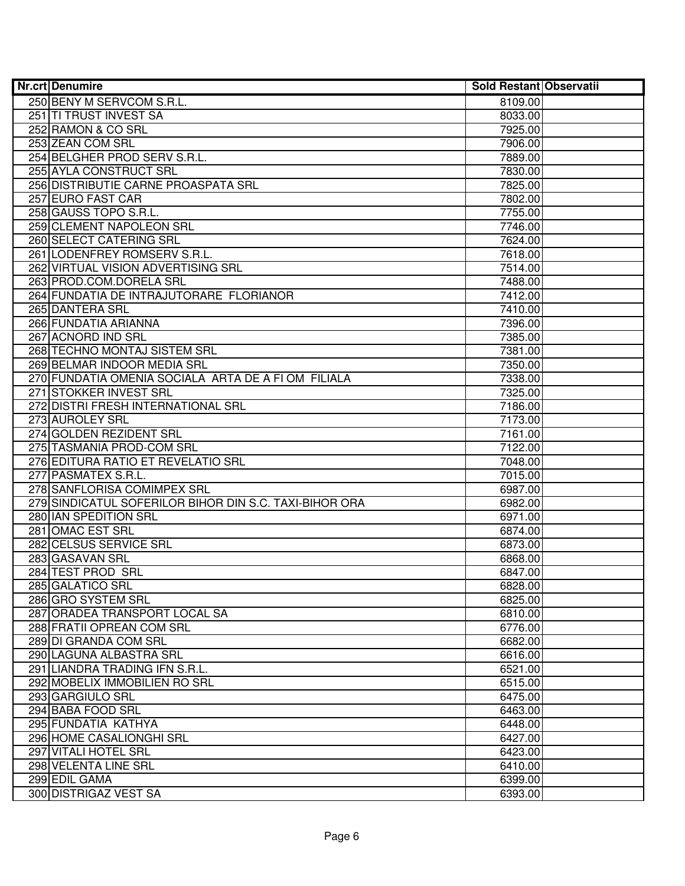| Nr.crt | Denumire | Sold Restant | Observatii |
| --- | --- | --- | --- |
| 250 | BENY M SERVCOM S.R.L. | 8109.00 | |
| 251 | TI TRUST INVEST SA | 8033.00 | |
| 252 | RAMON & CO SRL | 7925.00 | |
| 253 | ZEAN COM SRL | 7906.00 | |
| 254 | BELGHER PROD SERV S.R.L. | 7889.00 | |
| 255 | AYLA CONSTRUCT SRL | 7830.00 | |
| 256 | DISTRIBUTIE CARNE PROASPATA SRL | 7825.00 | |
| 257 | EURO FAST CAR | 7802.00 | |
| 258 | GAUSS TOPO S.R.L. | 7755.00 | |
| 259 | CLEMENT NAPOLEON SRL | 7746.00 | |
| 260 | SELECT CATERING SRL | 7624.00 | |
| 261 | LODENFREY ROMSERV S.R.L. | 7618.00 | |
| 262 | VIRTUAL VISION ADVERTISING SRL | 7514.00 | |
| 263 | PROD.COM.DORELA SRL | 7488.00 | |
| 264 | FUNDATIA DE INTRAJUTORARE FLORIANOR | 7412.00 | |
| 265 | DANTERA SRL | 7410.00 | |
| 266 | FUNDATIA ARIANNA | 7396.00 | |
| 267 | ACNORD IND SRL | 7385.00 | |
| 268 | TECHNO MONTAJ SISTEM SRL | 7381.00 | |
| 269 | BELMAR INDOOR MEDIA SRL | 7350.00 | |
| 270 | FUNDATIA OMENIA SOCIALA ARTA DE A FI OM FILIALA | 7338.00 | |
| 271 | STOKKER INVEST SRL | 7325.00 | |
| 272 | DISTRI FRESH INTERNATIONAL SRL | 7186.00 | |
| 273 | AUROLEY SRL | 7173.00 | |
| 274 | GOLDEN REZIDENT SRL | 7161.00 | |
| 275 | TASMANIA PROD-COM SRL | 7122.00 | |
| 276 | EDITURA RATIO ET REVELATIO SRL | 7048.00 | |
| 277 | PASMATEX S.R.L. | 7015.00 | |
| 278 | SANFLORISA COMIMPEX SRL | 6987.00 | |
| 279 | SINDICATUL SOFERILOR BIHOR DIN S.C. TAXI-BIHOR ORA | 6982.00 | |
| 280 | IAN SPEDITION SRL | 6971.00 | |
| 281 | OMAC EST SRL | 6874.00 | |
| 282 | CELSUS SERVICE SRL | 6873.00 | |
| 283 | GASAVAN SRL | 6868.00 | |
| 284 | TEST PROD SRL | 6847.00 | |
| 285 | GALATICO SRL | 6828.00 | |
| 286 | GRO SYSTEM SRL | 6825.00 | |
| 287 | ORADEA TRANSPORT LOCAL SA | 6810.00 | |
| 288 | FRATII OPREAN COM SRL | 6776.00 | |
| 289 | DI GRANDA COM SRL | 6682.00 | |
| 290 | LAGUNA ALBASTRA SRL | 6616.00 | |
| 291 | LIANDRA TRADING IFN S.R.L. | 6521.00 | |
| 292 | MOBELIX IMMOBILIEN RO SRL | 6515.00 | |
| 293 | GARGIULO SRL | 6475.00 | |
| 294 | BABA FOOD SRL | 6463.00 | |
| 295 | FUNDATIA KATHYA | 6448.00 | |
| 296 | HOME CASALIONGHI SRL | 6427.00 | |
| 297 | VITALI HOTEL SRL | 6423.00 | |
| 298 | VELENTA LINE SRL | 6410.00 | |
| 299 | EDIL GAMA | 6399.00 | |
| 300 | DISTRIGAZ VEST SA | 6393.00 | |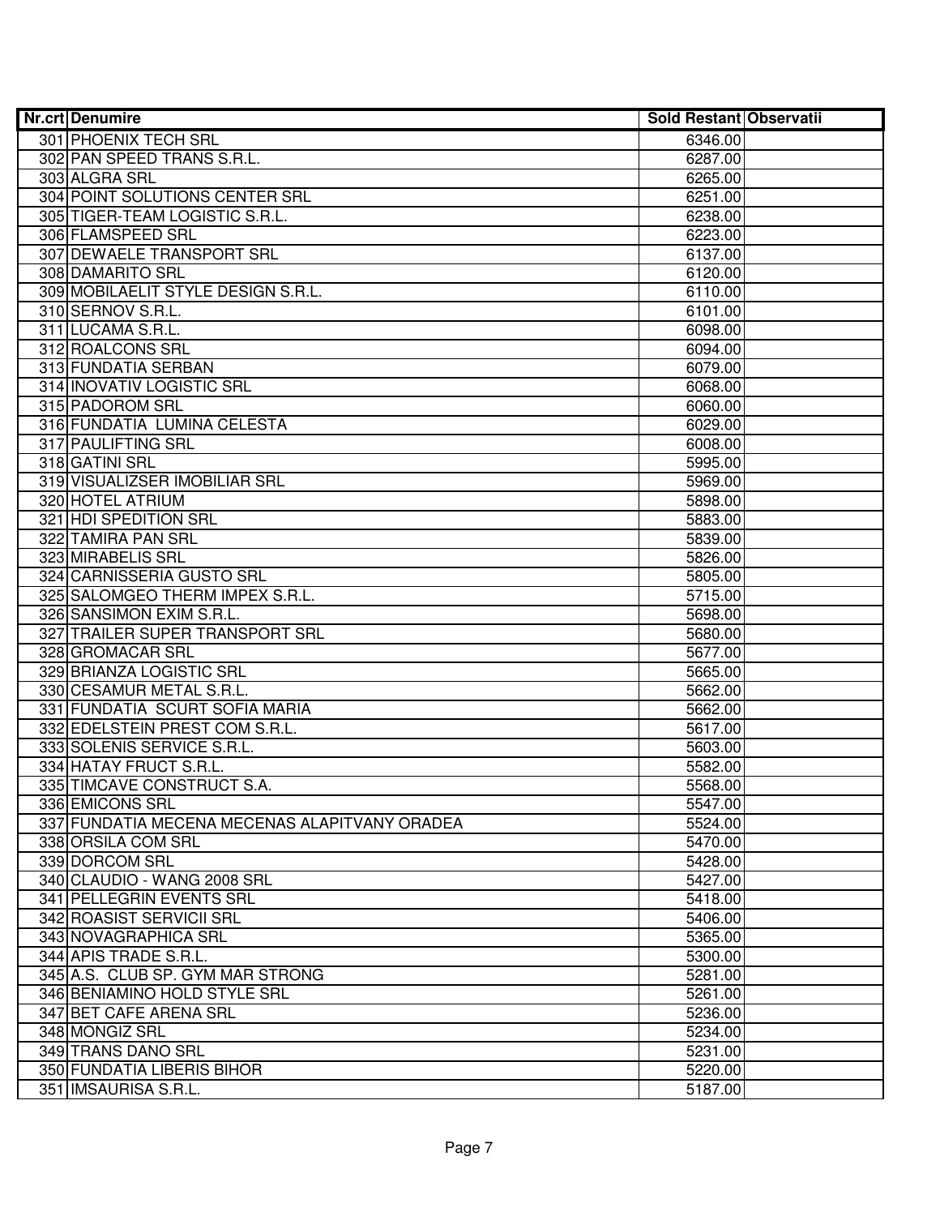| Nr.crt | Denumire | Sold Restant | Observatii |
|---|---|---|---|
| 301 | PHOENIX TECH SRL | 6346.00 | |
| 302 | PAN SPEED TRANS S.R.L. | 6287.00 | |
| 303 | ALGRA SRL | 6265.00 | |
| 304 | POINT SOLUTIONS CENTER SRL | 6251.00 | |
| 305 | TIGER-TEAM LOGISTIC S.R.L. | 6238.00 | |
| 306 | FLAMSPEED SRL | 6223.00 | |
| 307 | DEWAELE TRANSPORT SRL | 6137.00 | |
| 308 | DAMARITO SRL | 6120.00 | |
| 309 | MOBILAELIT STYLE DESIGN S.R.L. | 6110.00 | |
| 310 | SERNOV S.R.L. | 6101.00 | |
| 311 | LUCAMA S.R.L. | 6098.00 | |
| 312 | ROALCONS SRL | 6094.00 | |
| 313 | FUNDATIA SERBAN | 6079.00 | |
| 314 | INOVATIV LOGISTIC SRL | 6068.00 | |
| 315 | PADOROM SRL | 6060.00 | |
| 316 | FUNDATIA  LUMINA CELESTA | 6029.00 | |
| 317 | PAULIFTING SRL | 6008.00 | |
| 318 | GATINI SRL | 5995.00 | |
| 319 | VISUALIZSER IMOBILIAR SRL | 5969.00 | |
| 320 | HOTEL ATRIUM | 5898.00 | |
| 321 | HDI SPEDITION SRL | 5883.00 | |
| 322 | TAMIRA PAN SRL | 5839.00 | |
| 323 | MIRABELIS SRL | 5826.00 | |
| 324 | CARNISSERIA GUSTO SRL | 5805.00 | |
| 325 | SALOMGEO THERM IMPEX S.R.L. | 5715.00 | |
| 326 | SANSIMON EXIM S.R.L. | 5698.00 | |
| 327 | TRAILER SUPER TRANSPORT SRL | 5680.00 | |
| 328 | GROMACAR SRL | 5677.00 | |
| 329 | BRIANZA LOGISTIC SRL | 5665.00 | |
| 330 | CESAMUR METAL S.R.L. | 5662.00 | |
| 331 | FUNDATIA  SCURT SOFIA MARIA | 5662.00 | |
| 332 | EDELSTEIN PREST COM S.R.L. | 5617.00 | |
| 333 | SOLENIS SERVICE S.R.L. | 5603.00 | |
| 334 | HATAY FRUCT S.R.L. | 5582.00 | |
| 335 | TIMCAVE CONSTRUCT S.A. | 5568.00 | |
| 336 | EMICONS SRL | 5547.00 | |
| 337 | FUNDATIA MECENA MECENAS ALAPITVANY ORADEA | 5524.00 | |
| 338 | ORSILA COM SRL | 5470.00 | |
| 339 | DORCOM SRL | 5428.00 | |
| 340 | CLAUDIO - WANG 2008 SRL | 5427.00 | |
| 341 | PELLEGRIN EVENTS SRL | 5418.00 | |
| 342 | ROASIST SERVICII SRL | 5406.00 | |
| 343 | NOVAGRAPHICA SRL | 5365.00 | |
| 344 | APIS TRADE S.R.L. | 5300.00 | |
| 345 | A.S.  CLUB SP. GYM MAR STRONG | 5281.00 | |
| 346 | BENIAMINO HOLD STYLE SRL | 5261.00 | |
| 347 | BET CAFE ARENA SRL | 5236.00 | |
| 348 | MONGIZ SRL | 5234.00 | |
| 349 | TRANS DANO SRL | 5231.00 | |
| 350 | FUNDATIA LIBERIS BIHOR | 5220.00 | |
| 351 | IMSAURISA S.R.L. | 5187.00 | |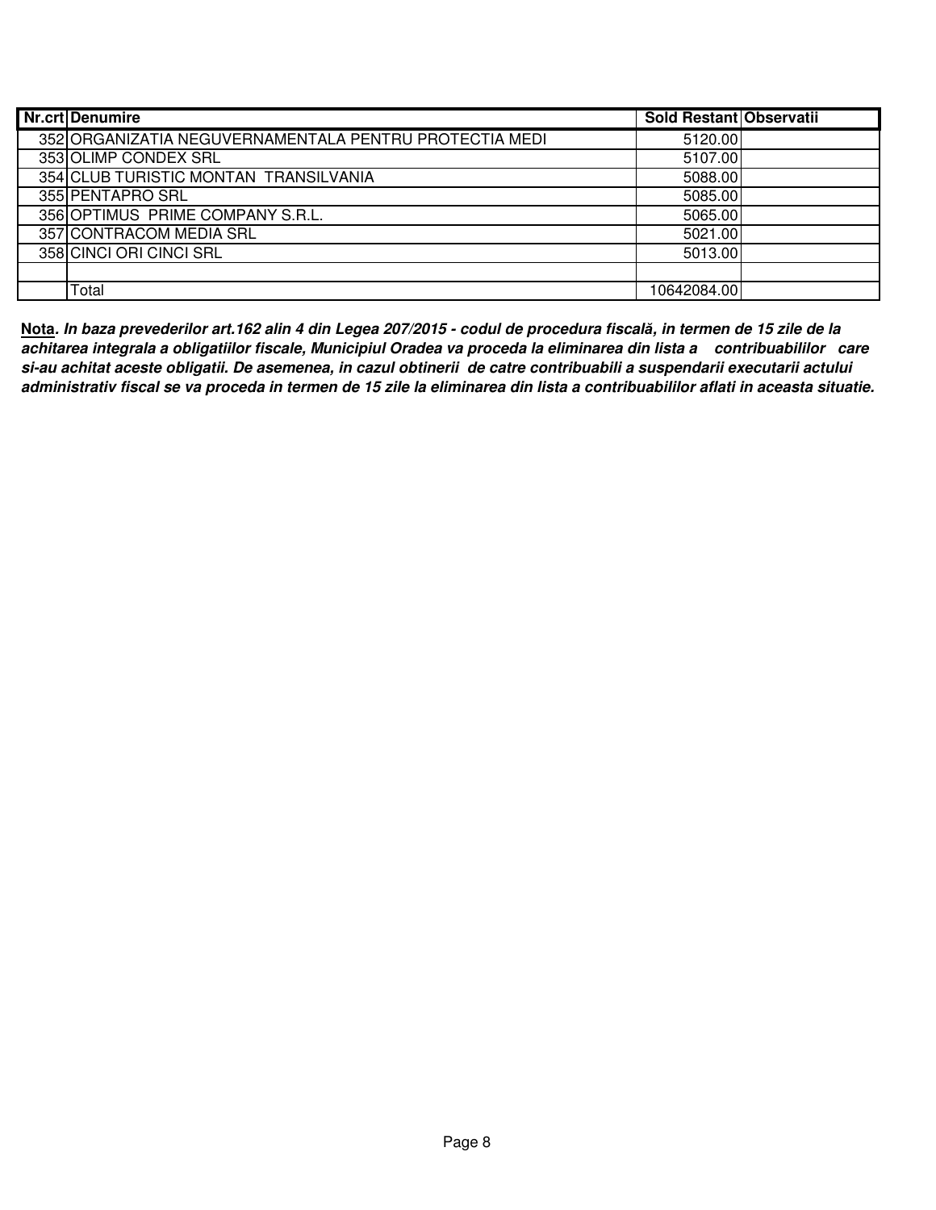| Nr.crt | Denumire | Sold Restant | Observatii |
|---|---|---|---|
| 352 | ORGANIZATIA NEGUVERNAMENTALA PENTRU PROTECTIA MEDI | 5120.00 | |
| 353 | OLIMP CONDEX SRL | 5107.00 | |
| 354 | CLUB TURISTIC MONTAN TRANSILVANIA | 5088.00 | |
| 355 | PENTAPRO SRL | 5085.00 | |
| 356 | OPTIMUS PRIME COMPANY S.R.L. | 5065.00 | |
| 357 | CONTRACOM MEDIA SRL | 5021.00 | |
| 358 | CINCI ORI CINCI SRL | 5013.00 | |
| | | | |
| | Total | 10642084.00 | |

**Nota**. ***In baza prevederilor art.162 alin 4 din Legea 207/2015 - codul de procedura fiscală, in termen de 15 zile de la achitarea integrala a obligatiilor fiscale, Municipiul Oradea va proceda la eliminarea din lista a contribuabililor care si-au achitat aceste obligatii. De asemenea, in cazul obtinerii de catre contribuabili a suspendarii executarii actului administrativ fiscal se va proceda in termen de 15 zile la eliminarea din lista a contribuabililor aflati in aceasta situatie.***